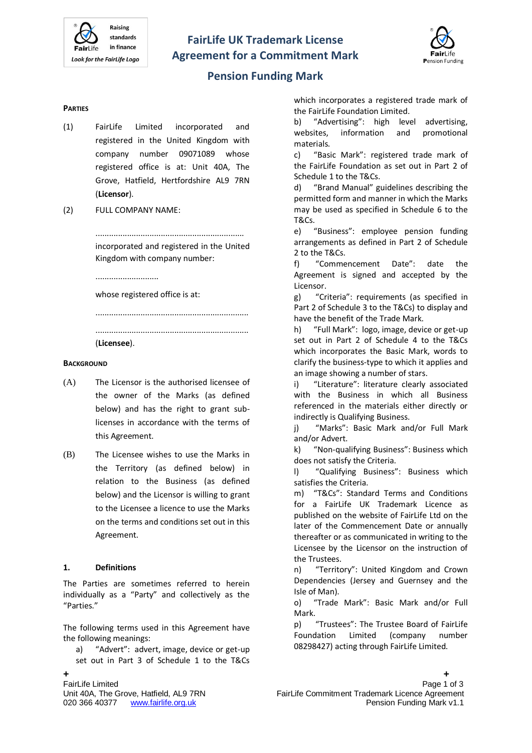# FairLife UK Trademark License Agreement for a Commitment Mark

## Pension Funding Mark

**PARTIES**

(1) FairLife Limited incorporated and registered in the United Kingdom with company number 09071089 whose registered office is at: Unit 40A, The Grove, Hatfield, Hertfordshire AL9 7RN (**Licensor**).

(2) FULL COMPANY NAME:

.................................................................

incorporated and registered in the United Kingdom with company number:

............................

whose registered office is at:

...................................................................

...................................................................

(**Licensee**).

**BACKGROUND**

(A) The Licensor is the authorised licensee of the owner of the Marks (as defined below) and has the right to grant sub-licenses in accordance with the terms of this Agreement.

(B) The Licensee wishes to use the Marks in the Territory (as defined below) in relation to the Business (as defined below) and the Licensor is willing to grant to the Licensee a licence to use the Marks on the terms and conditions set out in this Agreement.

**1. Definitions**

The Parties are sometimes referred to herein individually as a "Party" and collectively as the "Parties."

The following terms used in this Agreement have the following meanings:

a) "Advert": advert, image, device or get-up set out in Part 3 of Schedule 1 to the T&Cs which incorporates a registered trade mark of the FairLife Foundation Limited.

b) "Advertising": high level advertising, websites, information and promotional materials.

c) "Basic Mark": registered trade mark of the FairLife Foundation as set out in Part 2 of Schedule 1 to the T&Cs.

d) "Brand Manual" guidelines describing the permitted form and manner in which the Marks may be used as specified in Schedule 6 to the T&Cs.

e) "Business": employee pension funding arrangements as defined in Part 2 of Schedule 2 to the T&Cs.

f) "Commencement Date": date the Agreement is signed and accepted by the Licensor.

g) "Criteria": requirements (as specified in Part 2 of Schedule 3 to the T&Cs) to display and have the benefit of the Trade Mark.

h) "Full Mark": logo, image, device or get-up set out in Part 2 of Schedule 4 to the T&Cs which incorporates the Basic Mark, words to clarify the business-type to which it applies and an image showing a number of stars.

i) "Literature": literature clearly associated with the Business in which all Business referenced in the materials either directly or indirectly is Qualifying Business.

j) "Marks": Basic Mark and/or Full Mark and/or Advert.

k) "Non-qualifying Business": Business which does not satisfy the Criteria.

l) "Qualifying Business": Business which satisfies the Criteria.

m) "T&Cs": Standard Terms and Conditions for a FairLife UK Trademark Licence as published on the website of FairLife Ltd on the later of the Commencement Date or annually thereafter or as communicated in writing to the Licensee by the Licensor on the instruction of the Trustees.

n) "Territory": United Kingdom and Crown Dependencies (Jersey and Guernsey and the Isle of Man).

o) "Trade Mark": Basic Mark and/or Full Mark.

p) "Trustees": The Trustee Board of FairLife Foundation Limited (company number 08298427) acting through FairLife Limited.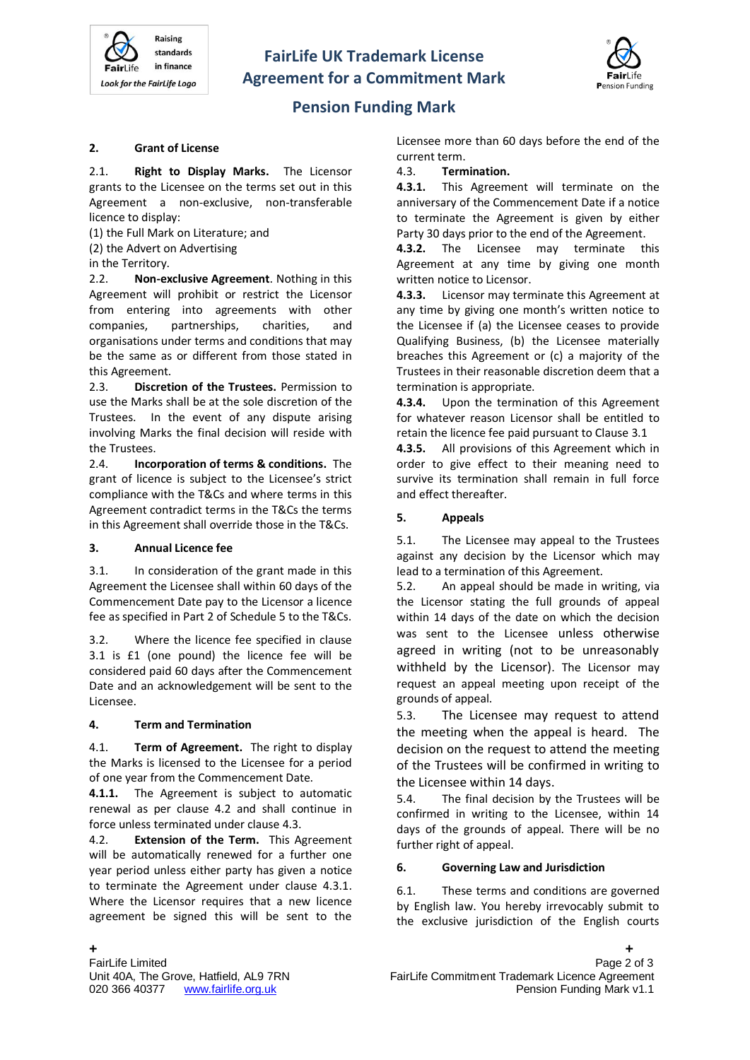## 2. Grant of License

2.1. **Right to Display Marks.** The Licensor grants to the Licensee on the terms set out in this Agreement a non-exclusive, non-transferable licence to display:

(1) the Full Mark on Literature; and

(2) the Advert on Advertising

in the Territory.

2.2. **Non-exclusive Agreement**. Nothing in this Agreement will prohibit or restrict the Licensor from entering into agreements with other companies, partnerships, charities, and organisations under terms and conditions that may be the same as or different from those stated in this Agreement.

2.3. **Discretion of the Trustees.** Permission to use the Marks shall be at the sole discretion of the Trustees. In the event of any dispute arising involving Marks the final decision will reside with the Trustees.

2.4. **Incorporation of terms & conditions.** The grant of licence is subject to the Licensee's strict compliance with the T&Cs and where terms in this Agreement contradict terms in the T&Cs the terms in this Agreement shall override those in the T&Cs.

## 3. Annual Licence fee

3.1. In consideration of the grant made in this Agreement the Licensee shall within 60 days of the Commencement Date pay to the Licensor a licence fee as specified in Part 2 of Schedule 5 to the T&Cs.

3.2. Where the licence fee specified in clause 3.1 is £1 (one pound) the licence fee will be considered paid 60 days after the Commencement Date and an acknowledgement will be sent to the Licensee.

## 4. Term and Termination

4.1. **Term of Agreement.** The right to display the Marks is licensed to the Licensee for a period of one year from the Commencement Date.

**4.1.1.** The Agreement is subject to automatic renewal as per clause 4.2 and shall continue in force unless terminated under clause 4.3.

4.2. **Extension of the Term.** This Agreement will be automatically renewed for a further one year period unless either party has given a notice to terminate the Agreement under clause 4.3.1. Where the Licensor requires that a new licence agreement be signed this will be sent to the Licensee more than 60 days before the end of the current term.

4.3. **Termination.**

**4.3.1.** This Agreement will terminate on the anniversary of the Commencement Date if a notice to terminate the Agreement is given by either Party 30 days prior to the end of the Agreement.

**4.3.2.** The Licensee may terminate this Agreement at any time by giving one month written notice to Licensor.

**4.3.3.** Licensor may terminate this Agreement at any time by giving one month's written notice to the Licensee if (a) the Licensee ceases to provide Qualifying Business, (b) the Licensee materially breaches this Agreement or (c) a majority of the Trustees in their reasonable discretion deem that a termination is appropriate.

**4.3.4.** Upon the termination of this Agreement for whatever reason Licensor shall be entitled to retain the licence fee paid pursuant to Clause 3.1

**4.3.5.** All provisions of this Agreement which in order to give effect to their meaning need to survive its termination shall remain in full force and effect thereafter.

## 5. Appeals

5.1. The Licensee may appeal to the Trustees against any decision by the Licensor which may lead to a termination of this Agreement.

5.2. An appeal should be made in writing, via the Licensor stating the full grounds of appeal within 14 days of the date on which the decision was sent to the Licensee unless otherwise agreed in writing (not to be unreasonably withheld by the Licensor). The Licensor may request an appeal meeting upon receipt of the grounds of appeal.

5.3. The Licensee may request to attend the meeting when the appeal is heard. The decision on the request to attend the meeting of the Trustees will be confirmed in writing to the Licensee within 14 days.

5.4. The final decision by the Trustees will be confirmed in writing to the Licensee, within 14 days of the grounds of appeal. There will be no further right of appeal.

## 6. Governing Law and Jurisdiction

6.1. These terms and conditions are governed by English law. You hereby irrevocably submit to the exclusive jurisdiction of the English courts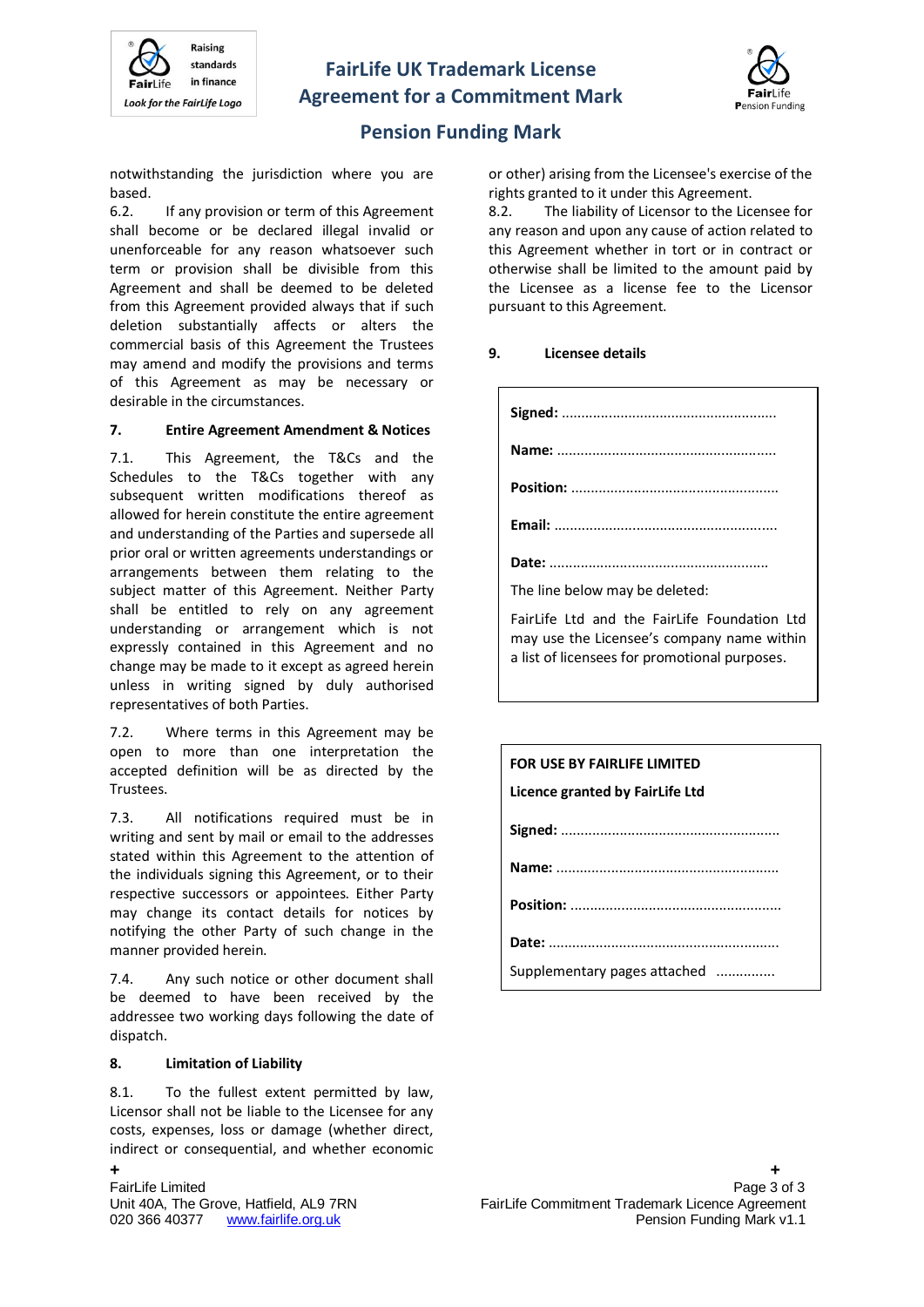notwithstanding the jurisdiction where you are based.

6.2. If any provision or term of this Agreement shall become or be declared illegal invalid or unenforceable for any reason whatsoever such term or provision shall be divisible from this Agreement and shall be deemed to be deleted from this Agreement provided always that if such deletion substantially affects or alters the commercial basis of this Agreement the Trustees may amend and modify the provisions and terms of this Agreement as may be necessary or desirable in the circumstances.

### 7. Entire Agreement Amendment & Notices

7.1. This Agreement, the T&Cs and the Schedules to the T&Cs together with any subsequent written modifications thereof as allowed for herein constitute the entire agreement and understanding of the Parties and supersede all prior oral or written agreements understandings or arrangements between them relating to the subject matter of this Agreement. Neither Party shall be entitled to rely on any agreement understanding or arrangement which is not expressly contained in this Agreement and no change may be made to it except as agreed herein unless in writing signed by duly authorised representatives of both Parties.

7.2. Where terms in this Agreement may be open to more than one interpretation the accepted definition will be as directed by the Trustees.

7.3. All notifications required must be in writing and sent by mail or email to the addresses stated within this Agreement to the attention of the individuals signing this Agreement, or to their respective successors or appointees. Either Party may change its contact details for notices by notifying the other Party of such change in the manner provided herein.

7.4. Any such notice or other document shall be deemed to have been received by the addressee two working days following the date of dispatch.

### 8. Limitation of Liability

8.1. To the fullest extent permitted by law, Licensor shall not be liable to the Licensee for any costs, expenses, loss or damage (whether direct, indirect or consequential, and whether economic or other) arising from the Licensee's exercise of the rights granted to it under this Agreement.

8.2. The liability of Licensor to the Licensee for any reason and upon any cause of action related to this Agreement whether in tort or in contract or otherwise shall be limited to the amount paid by the Licensee as a license fee to the Licensor pursuant to this Agreement.

### 9. Licensee details

**Signed:** ......................................................

**Name:** ......................................................

**Position:** ......................................................

**Email:** ......................................................

**Date:** ......................................................

The line below may be deleted:

FairLife Ltd and the FairLife Foundation Ltd may use the Licensee's company name within a list of licensees for promotional purposes.

**FOR USE BY FAIRLIFE LIMITED**

**Licence granted by FairLife Ltd**

**Signed:** ......................................................

**Name:** ......................................................

**Position:** ......................................................

**Date:** ......................................................

Supplementary pages attached ..............